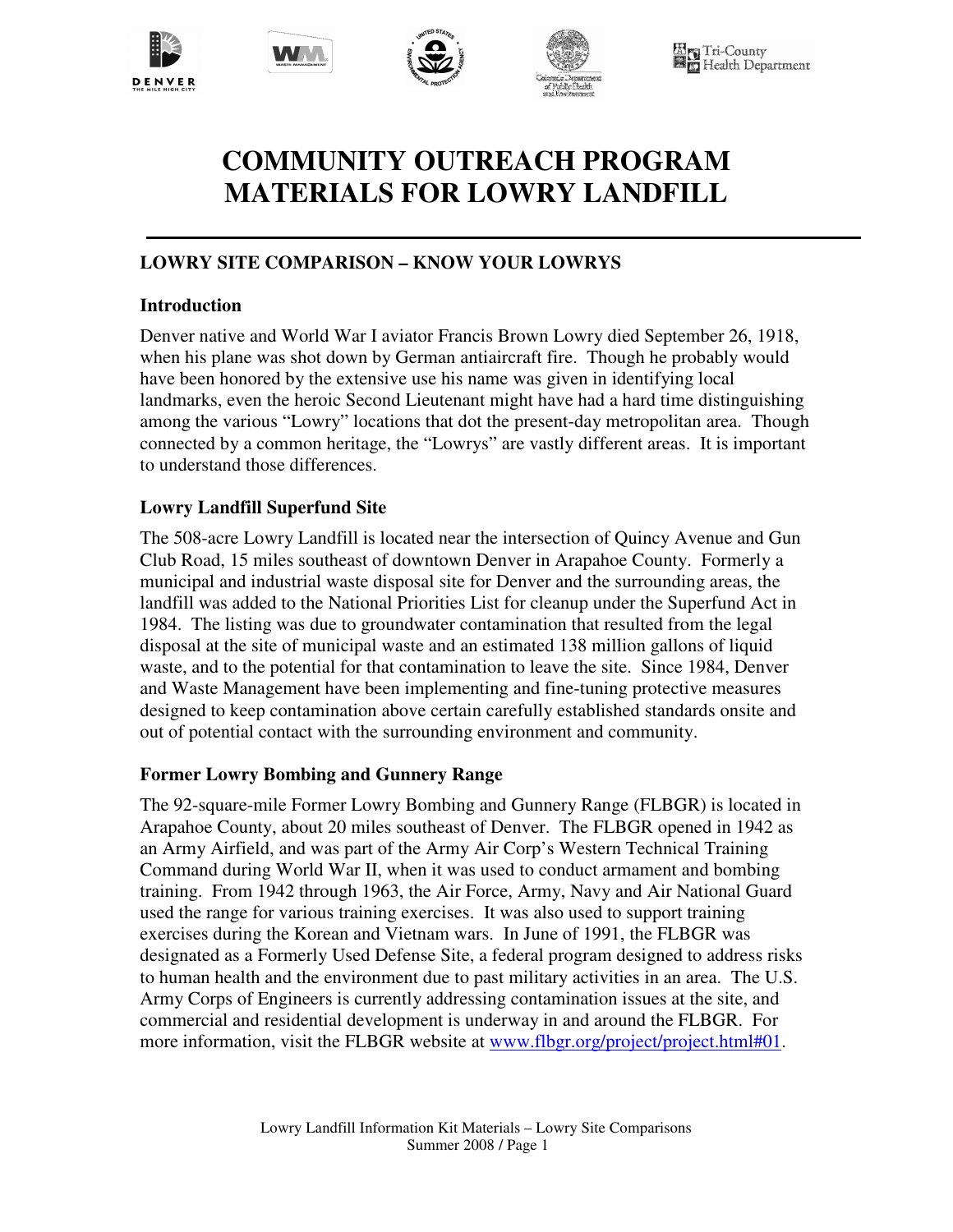# COMMUNITY OUTREACH PROGRAM MATERIALS FOR LOWRY LANDFILL

## LOWRY SITE COMPARISON – KNOW YOUR LOWRYS

### Introduction

Denver native and World War I aviator Francis Brown Lowry died September 26, 1918, when his plane was shot down by German antiaircraft fire. Though he probably would have been honored by the extensive use his name was given in identifying local landmarks, even the heroic Second Lieutenant might have had a hard time distinguishing among the various "Lowry" locations that dot the present-day metropolitan area. Though connected by a common heritage, the "Lowrys" are vastly different areas. It is important to understand those differences.

### Lowry Landfill Superfund Site

The 508-acre Lowry Landfill is located near the intersection of Quincy Avenue and Gun Club Road, 15 miles southeast of downtown Denver in Arapahoe County. Formerly a municipal and industrial waste disposal site for Denver and the surrounding areas, the landfill was added to the National Priorities List for cleanup under the Superfund Act in 1984. The listing was due to groundwater contamination that resulted from the legal disposal at the site of municipal waste and an estimated 138 million gallons of liquid waste, and to the potential for that contamination to leave the site. Since 1984, Denver and Waste Management have been implementing and fine-tuning protective measures designed to keep contamination above certain carefully established standards onsite and out of potential contact with the surrounding environment and community.

### Former Lowry Bombing and Gunnery Range

The 92-square-mile Former Lowry Bombing and Gunnery Range (FLBGR) is located in Arapahoe County, about 20 miles southeast of Denver. The FLBGR opened in 1942 as an Army Airfield, and was part of the Army Air Corp's Western Technical Training Command during World War II, when it was used to conduct armament and bombing training. From 1942 through 1963, the Air Force, Army, Navy and Air National Guard used the range for various training exercises. It was also used to support training exercises during the Korean and Vietnam wars. In June of 1991, the FLBGR was designated as a Formerly Used Defense Site, a federal program designed to address risks to human health and the environment due to past military activities in an area. The U.S. Army Corps of Engineers is currently addressing contamination issues at the site, and commercial and residential development is underway in and around the FLBGR. For more information, visit the FLBGR website at www.flbgr.org/project/project.html#01.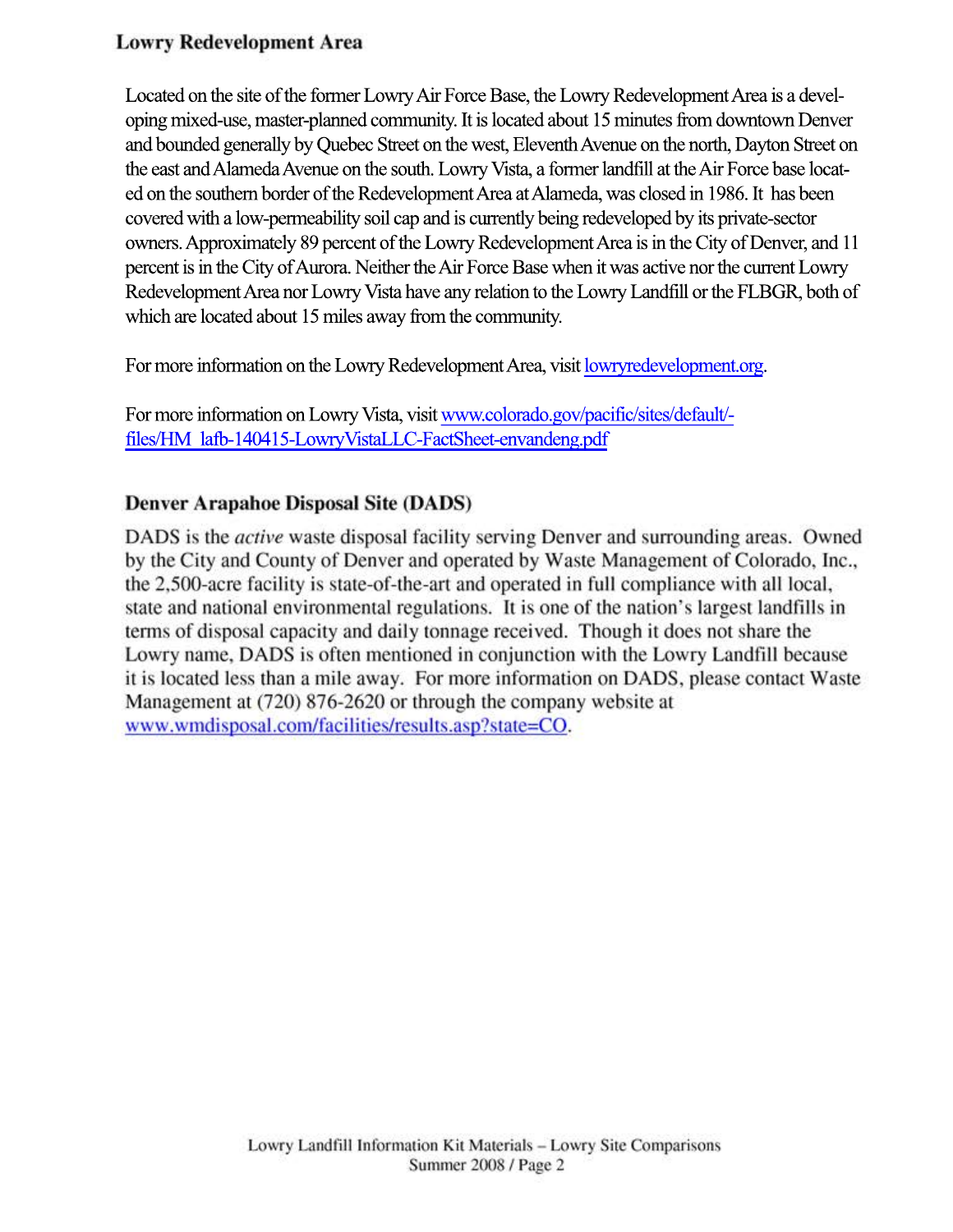## Lowry Redevelopment Area

Located on the site of the former Lowry Air Force Base, the Lowry Redevelopment Area is a developing mixed-use, master-planned community. It is located about 15 minutes from downtown Denver and bounded generally by Quebec Street on the west, Eleventh Avenue on the north, Dayton Street on the east and Alameda Avenue on the south. Lowry Vista, a former landfill at the Air Force base located on the southern border of the Redevelopment Area at Alameda, was closed in 1986. It has been covered with a low-permeability soil cap and is currently being redeveloped by its private-sector owners. Approximately 89 percent of the Lowry Redevelopment Area is in the City of Denver, and 11 percent is in the City of Aurora. Neither the Air Force Base when it was active nor the current Lowry Redevelopment Area nor Lowry Vista have any relation to the Lowry Landfill or the FLBGR, both of which are located about 15 miles away from the community.

For more information on the Lowry Redevelopment Area, visit lowryredevelopment.org.

For more information on Lowry Vista, visit www.colorado.gov/pacific/sites/default/-files/HM_lafb-140415-LowryVistaLLC-FactSheet-envandeng.pdf

## Denver Arapahoe Disposal Site (DADS)

DADS is the *active* waste disposal facility serving Denver and surrounding areas. Owned by the City and County of Denver and operated by Waste Management of Colorado, Inc., the 2,500-acre facility is state-of-the-art and operated in full compliance with all local, state and national environmental regulations. It is one of the nation's largest landfills in terms of disposal capacity and daily tonnage received. Though it does not share the Lowry name, DADS is often mentioned in conjunction with the Lowry Landfill because it is located less than a mile away. For more information on DADS, please contact Waste Management at (720) 876-2620 or through the company website at www.wmdisposal.com/facilities/results.asp?state=CO.